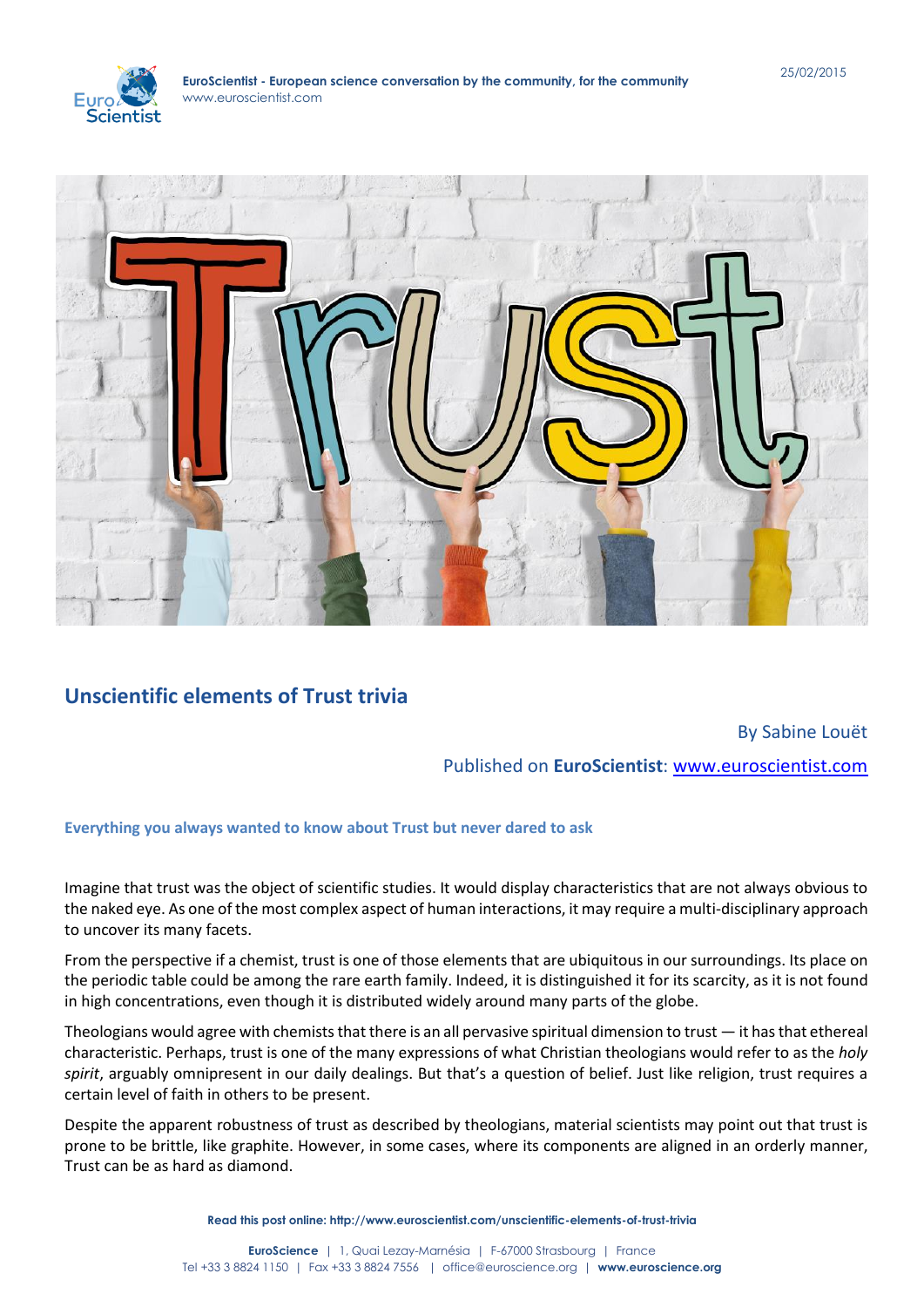## Unscientific elements of Trust trivia

By Sabine Louët

Published on **EuroScientist**: www.euroscientist.com

**Everything you always wanted to know about Trust but never dared to ask**

Imagine that trust was the object of scientific studies. It would display characteristics that are not always obvious to the naked eye. As one of the most complex aspect of human interactions, it may require a multi-disciplinary approach to uncover its many facets.

From the perspective if a chemist, trust is one of those elements that are ubiquitous in our surroundings. Its place on the periodic table could be among the rare earth family. Indeed, it is distinguished it for its scarcity, as it is not found in high concentrations, even though it is distributed widely around many parts of the globe.

Theologians would agree with chemists that there is an all pervasive spiritual dimension to trust — it has that ethereal characteristic. Perhaps, trust is one of the many expressions of what Christian theologians would refer to as the *holy spirit*, arguably omnipresent in our daily dealings. But that's a question of belief. Just like religion, trust requires a certain level of faith in others to be present.

Despite the apparent robustness of trust as described by theologians, material scientists may point out that trust is prone to be brittle, like graphite. However, in some cases, where its components are aligned in an orderly manner, Trust can be as hard as diamond.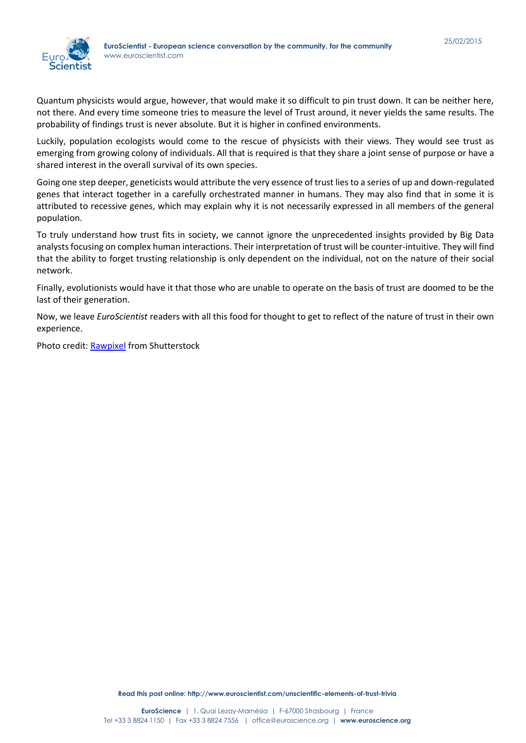Quantum physicists would argue, however, that would make it so difficult to pin trust down. It can be neither here, not there. And every time someone tries to measure the level of Trust around, it never yields the same results. The probability of findings trust is never absolute. But it is higher in confined environments.

Luckily, population ecologists would come to the rescue of physicists with their views. They would see trust as emerging from growing colony of individuals. All that is required is that they share a joint sense of purpose or have a shared interest in the overall survival of its own species.

Going one step deeper, geneticists would attribute the very essence of trust lies to a series of up and down-regulated genes that interact together in a carefully orchestrated manner in humans. They may also find that in some it is attributed to recessive genes, which may explain why it is not necessarily expressed in all members of the general population.

To truly understand how trust fits in society, we cannot ignore the unprecedented insights provided by Big Data analysts focusing on complex human interactions. Their interpretation of trust will be counter-intuitive. They will find that the ability to forget trusting relationship is only dependent on the individual, not on the nature of their social network.

Finally, evolutionists would have it that those who are unable to operate on the basis of trust are doomed to be the last of their generation.

Now, we leave *EuroScientist* readers with all this food for thought to get to reflect of the nature of trust in their own experience.

Photo credit: [Rawpixel] from Shutterstock